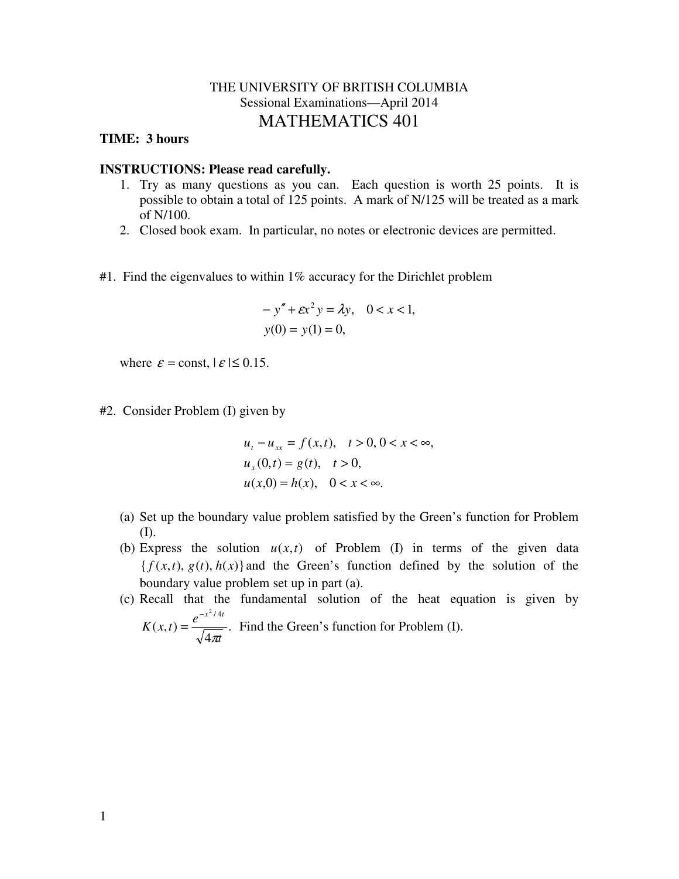THE UNIVERSITY OF BRITISH COLUMBIA

Sessional Examinations—April 2014

# MATHEMATICS 401

**TIME: 3 hours**

**INSTRUCTIONS: Please read carefully.**

1. Try as many questions as you can. Each question is worth 25 points. It is possible to obtain a total of 125 points. A mark of N/125 will be treated as a mark of N/100.
2. Closed book exam. In particular, no notes or electronic devices are permitted.

#1. Find the eigenvalues to within 1% accuracy for the Dirichlet problem

$$
\begin{aligned}
&-y'' + \varepsilon x^2 y = \lambda y, \quad 0 < x < 1, \\
&y(0) = y(1) = 0,
\end{aligned}
$$

where $\varepsilon = \text{const}, |\varepsilon| \leq 0.15$.

#2. Consider Problem (I) given by

$$
\begin{aligned}
&u_t - u_{xx} = f(x,t), \quad t > 0, 0 < x < \infty, \\
&u_x(0,t) = g(t), \quad t > 0, \\
&u(x,0) = h(x), \quad 0 < x < \infty.
\end{aligned}
$$

(a) Set up the boundary value problem satisfied by the Green's function for Problem (I).

(b) Express the solution $u(x,t)$ of Problem (I) in terms of the given data $\{f(x,t), g(t), h(x)\}$ and the Green's function defined by the solution of the boundary value problem set up in part (a).

(c) Recall that the fundamental solution of the heat equation is given by $K(x,t) = \dfrac{e^{-x^2/4t}}{\sqrt{4\pi t}}$. Find the Green's function for Problem (I).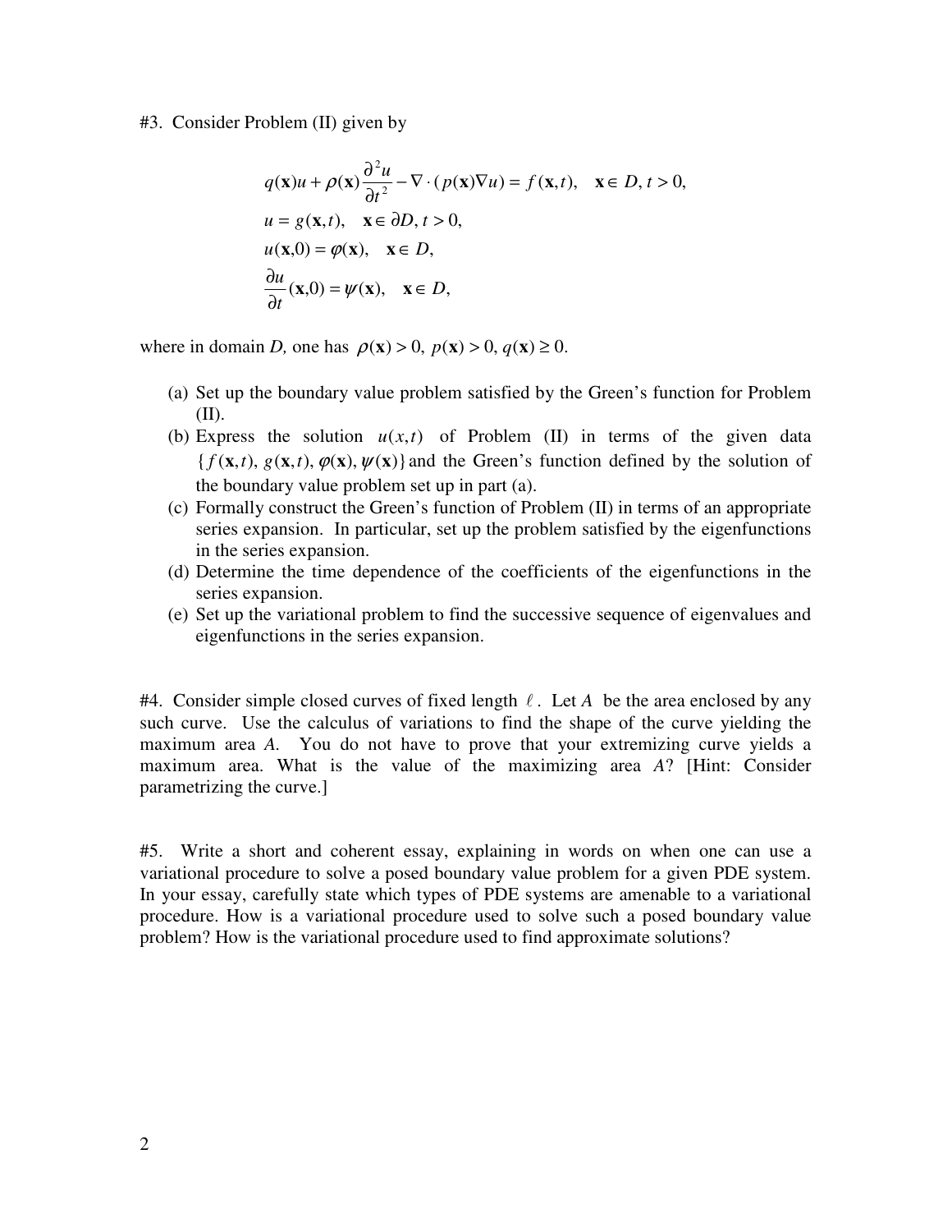#3. Consider Problem (II) given by

$$
\begin{aligned}
&q(\mathbf{x})u + \rho(\mathbf{x})\frac{\partial^2 u}{\partial t^2} - \nabla \cdot (p(\mathbf{x})\nabla u) = f(\mathbf{x},t), \quad \mathbf{x} \in D,\, t > 0,\\
&u = g(\mathbf{x},t), \quad \mathbf{x} \in \partial D,\, t > 0,\\
&u(\mathbf{x},0) = \varphi(\mathbf{x}), \quad \mathbf{x} \in D,\\
&\frac{\partial u}{\partial t}(\mathbf{x},0) = \psi(\mathbf{x}), \quad \mathbf{x} \in D,
\end{aligned}
$$

where in domain $D$, one has $\rho(\mathbf{x}) > 0,\ p(\mathbf{x}) > 0,\ q(\mathbf{x}) \geq 0.$

(a) Set up the boundary value problem satisfied by the Green's function for Problem (II).

(b) Express the solution $u(x,t)$ of Problem (II) in terms of the given data $\{f(\mathbf{x},t),\ g(\mathbf{x},t),\ \varphi(\mathbf{x}),\ \psi(\mathbf{x})\}$ and the Green's function defined by the solution of the boundary value problem set up in part (a).

(c) Formally construct the Green's function of Problem (II) in terms of an appropriate series expansion. In particular, set up the problem satisfied by the eigenfunctions in the series expansion.

(d) Determine the time dependence of the coefficients of the eigenfunctions in the series expansion.

(e) Set up the variational problem to find the successive sequence of eigenvalues and eigenfunctions in the series expansion.

#4. Consider simple closed curves of fixed length $\ell$. Let $A$ be the area enclosed by any such curve. Use the calculus of variations to find the shape of the curve yielding the maximum area $A$. You do not have to prove that your extremizing curve yields a maximum area. What is the value of the maximizing area $A$? [Hint: Consider parametrizing the curve.]

#5. Write a short and coherent essay, explaining in words on when one can use a variational procedure to solve a posed boundary value problem for a given PDE system. In your essay, carefully state which types of PDE systems are amenable to a variational procedure. How is a variational procedure used to solve such a posed boundary value problem? How is the variational procedure used to find approximate solutions?